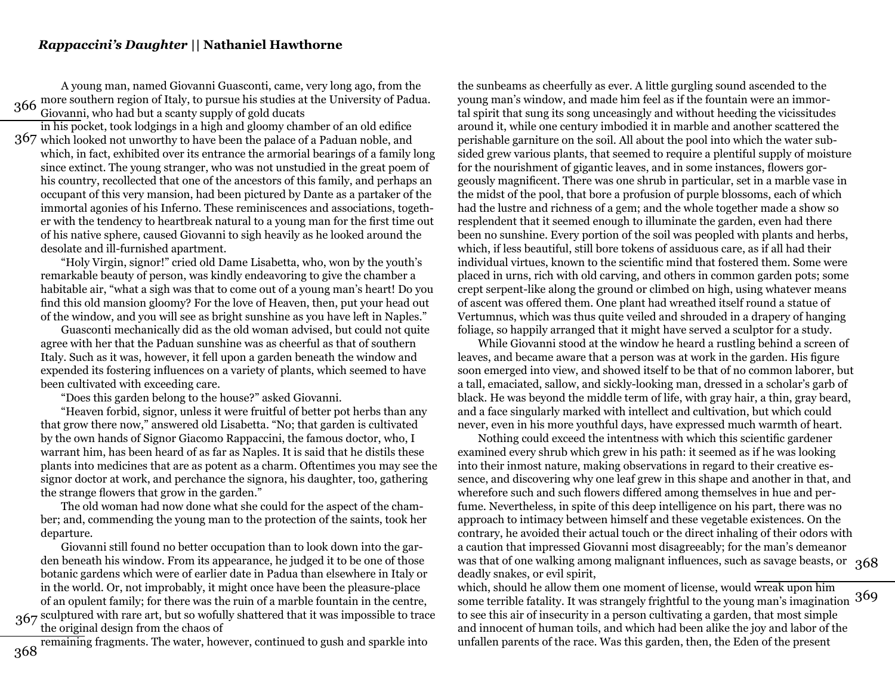# *Rappaccini's Daughter* || Nathaniel Hawthorne

A young man, named Giovanni Guasconti, came, very long ago, from the more southern region of Italy, to pursue his studies at the University of Padua. Giovanni, who had but a scanty supply of gold ducats in his pocket, took lodgings in a high and gloomy chamber of an old edifice which looked not unworthy to have been the palace of a Paduan noble, and which, in fact, exhibited over its entrance the armorial bearings of a family long since extinct. The young stranger, who was not unstudied in the great poem of his country, recollected that one of the ancestors of this family, and perhaps an occupant of this very mansion, had been pictured by Dante as a partaker of the immortal agonies of his Inferno. These reminiscences and associations, together with the tendency to heartbreak natural to a young man for the first time out of his native sphere, caused Giovanni to sigh heavily as he looked around the desolate and ill-furnished apartment.

"Holy Virgin, signor!" cried old Dame Lisabetta, who, won by the youth's remarkable beauty of person, was kindly endeavoring to give the chamber a habitable air, "what a sigh was that to come out of a young man's heart! Do you find this old mansion gloomy? For the love of Heaven, then, put your head out of the window, and you will see as bright sunshine as you have left in Naples."

Guasconti mechanically did as the old woman advised, but could not quite agree with her that the Paduan sunshine was as cheerful as that of southern Italy. Such as it was, however, it fell upon a garden beneath the window and expended its fostering influences on a variety of plants, which seemed to have been cultivated with exceeding care.

"Does this garden belong to the house?" asked Giovanni.

"Heaven forbid, signor, unless it were fruitful of better pot herbs than any that grow there now," answered old Lisabetta. "No; that garden is cultivated by the own hands of Signor Giacomo Rappaccini, the famous doctor, who, I warrant him, has been heard of as far as Naples. It is said that he distils these plants into medicines that are as potent as a charm. Oftentimes you may see the signor doctor at work, and perchance the signora, his daughter, too, gathering the strange flowers that grow in the garden."

The old woman had now done what she could for the aspect of the chamber; and, commending the young man to the protection of the saints, took her departure.

Giovanni still found no better occupation than to look down into the garden beneath his window. From its appearance, he judged it to be one of those botanic gardens which were of earlier date in Padua than elsewhere in Italy or in the world. Or, not improbably, it might once have been the pleasure-place of an opulent family; for there was the ruin of a marble fountain in the centre, sculptured with rare art, but so wofully shattered that it was impossible to trace the original design from the chaos of remaining fragments. The water, however, continued to gush and sparkle into the sunbeams as cheerfully as ever. A little gurgling sound ascended to the young man's window, and made him feel as if the fountain were an immortal spirit that sung its song unceasingly and without heeding the vicissitudes around it, while one century imbodied it in marble and another scattered the perishable garniture on the soil. All about the pool into which the water subsided grew various plants, that seemed to require a plentiful supply of moisture for the nourishment of gigantic leaves, and in some instances, flowers gorgeously magnificent. There was one shrub in particular, set in a marble vase in the midst of the pool, that bore a profusion of purple blossoms, each of which had the lustre and richness of a gem; and the whole together made a show so resplendent that it seemed enough to illuminate the garden, even had there been no sunshine. Every portion of the soil was peopled with plants and herbs, which, if less beautiful, still bore tokens of assiduous care, as if all had their individual virtues, known to the scientific mind that fostered them. Some were placed in urns, rich with old carving, and others in common garden pots; some crept serpent-like along the ground or climbed on high, using whatever means of ascent was offered them. One plant had wreathed itself round a statue of Vertumnus, which was thus quite veiled and shrouded in a drapery of hanging foliage, so happily arranged that it might have served a sculptor for a study.

While Giovanni stood at the window he heard a rustling behind a screen of leaves, and became aware that a person was at work in the garden. His figure soon emerged into view, and showed itself to be that of no common laborer, but a tall, emaciated, sallow, and sickly-looking man, dressed in a scholar's garb of black. He was beyond the middle term of life, with gray hair, a thin, gray beard, and a face singularly marked with intellect and cultivation, but which could never, even in his more youthful days, have expressed much warmth of heart.

Nothing could exceed the intentness with which this scientific gardener examined every shrub which grew in his path: it seemed as if he was looking into their inmost nature, making observations in regard to their creative essence, and discovering why one leaf grew in this shape and another in that, and wherefore such and such flowers differed among themselves in hue and perfume. Nevertheless, in spite of this deep intelligence on his part, there was no approach to intimacy between himself and these vegetable existences. On the contrary, he avoided their actual touch or the direct inhaling of their odors with a caution that impressed Giovanni most disagreeably; for the man's demeanor was that of one walking among malignant influences, such as savage beasts, or deadly snakes, or evil spirit, which, should he allow them one moment of license, would wreak upon him some terrible fatality. It was strangely frightful to the young man's imagination to see this air of insecurity in a person cultivating a garden, that most simple and innocent of human toils, and which had been alike the joy and labor of the unfallen parents of the race. Was this garden, then, the Eden of the present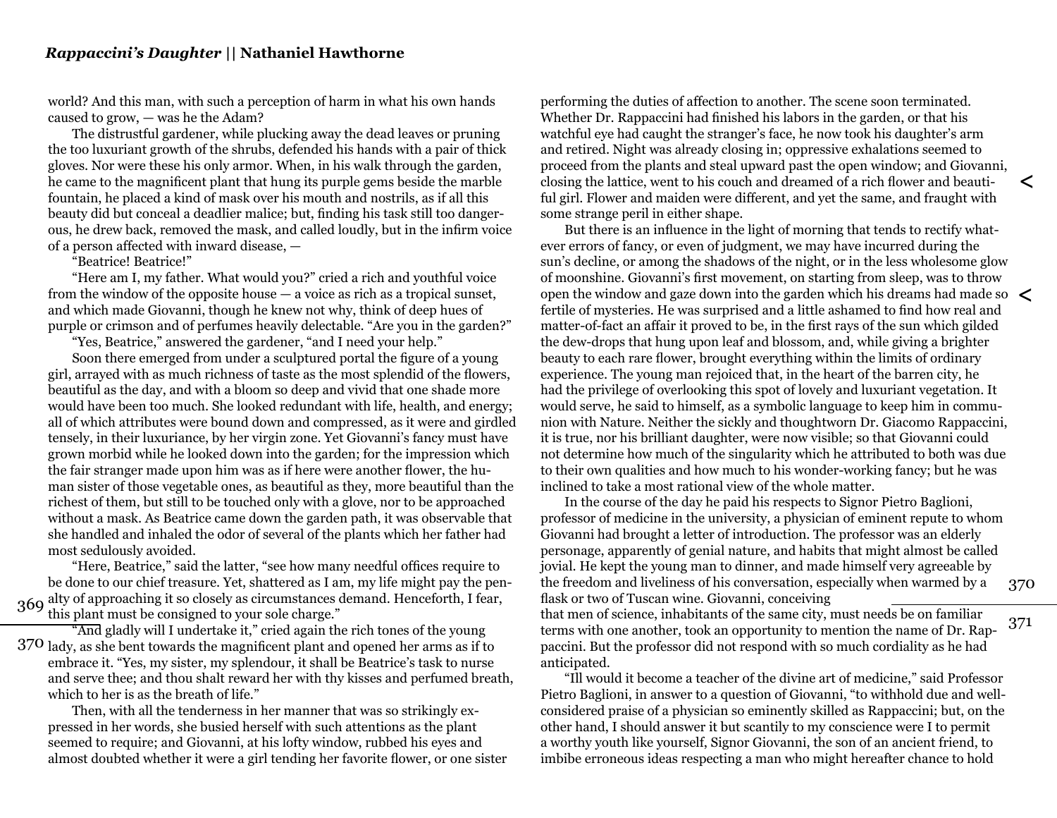world? And this man, with such a perception of harm in what his own hands caused to grow, — was he the Adam?

The distrustful gardener, while plucking away the dead leaves or pruning the too luxuriant growth of the shrubs, defended his hands with a pair of thick gloves. Nor were these his only armor. When, in his walk through the garden, he came to the magnificent plant that hung its purple gems beside the marble fountain, he placed a kind of mask over his mouth and nostrils, as if all this beauty did but conceal a deadlier malice; but, finding his task still too dangerous, he drew back, removed the mask, and called loudly, but in the infirm voice of a person affected with inward disease, —

"Beatrice! Beatrice!"

"Here am I, my father. What would you?" cried a rich and youthful voice from the window of the opposite house — a voice as rich as a tropical sunset, and which made Giovanni, though he knew not why, think of deep hues of purple or crimson and of perfumes heavily delectable. "Are you in the garden?"

"Yes, Beatrice," answered the gardener, "and I need your help."

Soon there emerged from under a sculptured portal the figure of a young girl, arrayed with as much richness of taste as the most splendid of the flowers, beautiful as the day, and with a bloom so deep and vivid that one shade more would have been too much. She looked redundant with life, health, and energy; all of which attributes were bound down and compressed, as it were and girdled tensely, in their luxuriance, by her virgin zone. Yet Giovanni's fancy must have grown morbid while he looked down into the garden; for the impression which the fair stranger made upon him was as if here were another flower, the human sister of those vegetable ones, as beautiful as they, more beautiful than the richest of them, but still to be touched only with a glove, nor to be approached without a mask. As Beatrice came down the garden path, it was observable that she handled and inhaled the odor of several of the plants which her father had most sedulously avoided.

"Here, Beatrice," said the latter, "see how many needful offices require to be done to our chief treasure. Yet, shattered as I am, my life might pay the penalty of approaching it so closely as circumstances demand. Henceforth, I fear, this plant must be consigned to your sole charge."

"And gladly will I undertake it," cried again the rich tones of the young lady, as she bent towards the magnificent plant and opened her arms as if to embrace it. "Yes, my sister, my splendour, it shall be Beatrice's task to nurse and serve thee; and thou shalt reward her with thy kisses and perfumed breath, which to her is as the breath of life."

Then, with all the tenderness in her manner that was so strikingly expressed in her words, she busied herself with such attentions as the plant seemed to require; and Giovanni, at his lofty window, rubbed his eyes and almost doubted whether it were a girl tending her favorite flower, or one sister performing the duties of affection to another. The scene soon terminated. Whether Dr. Rappaccini had finished his labors in the garden, or that his watchful eye had caught the stranger's face, he now took his daughter's arm and retired. Night was already closing in; oppressive exhalations seemed to proceed from the plants and steal upward past the open window; and Giovanni, closing the lattice, went to his couch and dreamed of a rich flower and beautiful girl. Flower and maiden were different, and yet the same, and fraught with some strange peril in either shape.

But there is an influence in the light of morning that tends to rectify whatever errors of fancy, or even of judgment, we may have incurred during the sun's decline, or among the shadows of the night, or in the less wholesome glow of moonshine. Giovanni's first movement, on starting from sleep, was to throw open the window and gaze down into the garden which his dreams had made so fertile of mysteries. He was surprised and a little ashamed to find how real and matter-of-fact an affair it proved to be, in the first rays of the sun which gilded the dew-drops that hung upon leaf and blossom, and, while giving a brighter beauty to each rare flower, brought everything within the limits of ordinary experience. The young man rejoiced that, in the heart of the barren city, he had the privilege of overlooking this spot of lovely and luxuriant vegetation. It would serve, he said to himself, as a symbolic language to keep him in communion with Nature. Neither the sickly and thoughtworn Dr. Giacomo Rappaccini, it is true, nor his brilliant daughter, were now visible; so that Giovanni could not determine how much of the singularity which he attributed to both was due to their own qualities and how much to his wonder-working fancy; but he was inclined to take a most rational view of the whole matter.

In the course of the day he paid his respects to Signor Pietro Baglioni, professor of medicine in the university, a physician of eminent repute to whom Giovanni had brought a letter of introduction. The professor was an elderly personage, apparently of genial nature, and habits that might almost be called jovial. He kept the young man to dinner, and made himself very agreeable by the freedom and liveliness of his conversation, especially when warmed by a flask or two of Tuscan wine. Giovanni, conceiving that men of science, inhabitants of the same city, must needs be on familiar terms with one another, took an opportunity to mention the name of Dr. Rappaccini. But the professor did not respond with so much cordiality as he had anticipated.

"Ill would it become a teacher of the divine art of medicine," said Professor Pietro Baglioni, in answer to a question of Giovanni, "to withhold due and well-considered praise of a physician so eminently skilled as Rappaccini; but, on the other hand, I should answer it but scantily to my conscience were I to permit a worthy youth like yourself, Signor Giovanni, the son of an ancient friend, to imbibe erroneous ideas respecting a man who might hereafter chance to hold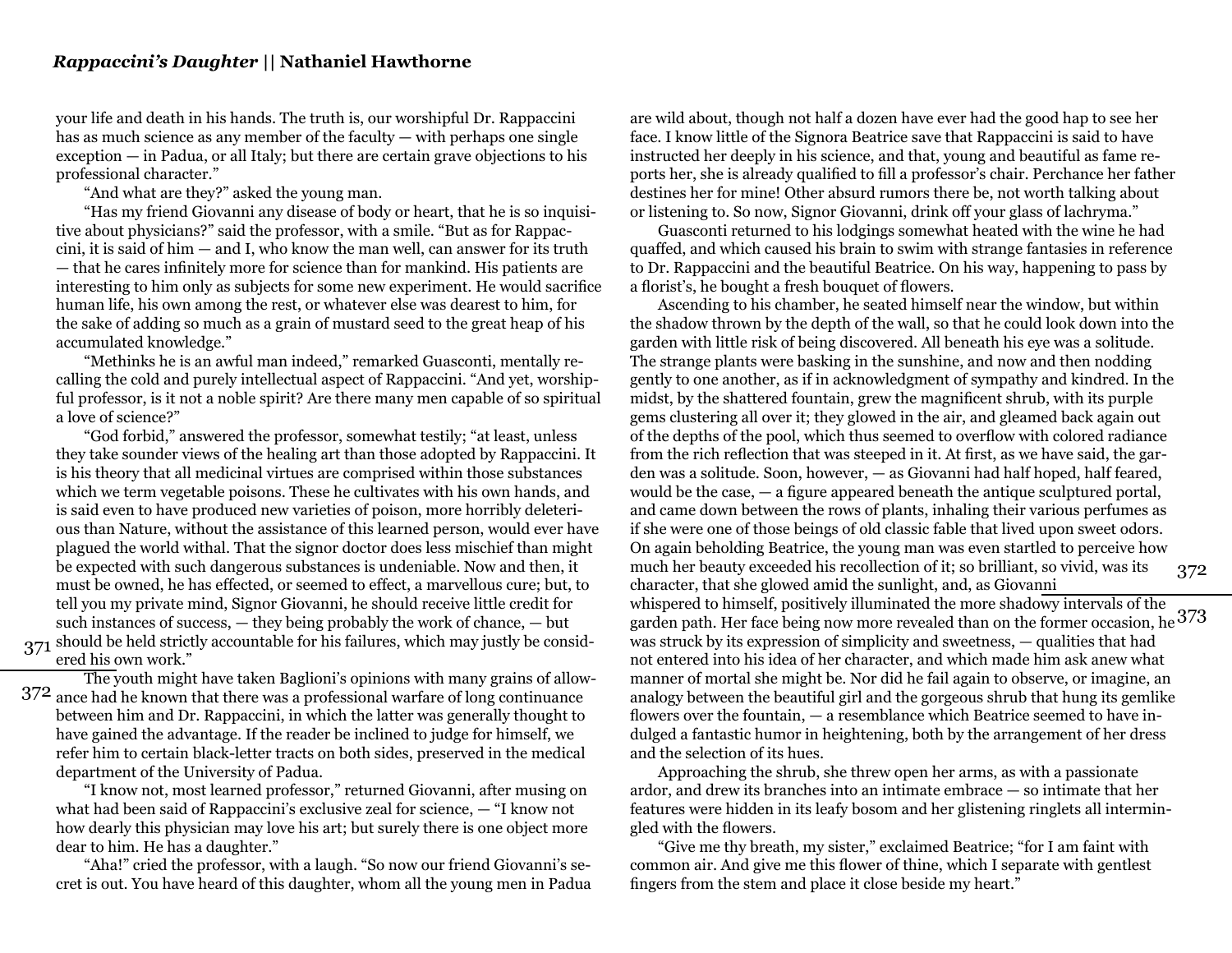your life and death in his hands. The truth is, our worshipful Dr. Rappaccini has as much science as any member of the faculty — with perhaps one single exception — in Padua, or all Italy; but there are certain grave objections to his professional character."

"And what are they?" asked the young man.

"Has my friend Giovanni any disease of body or heart, that he is so inquisitive about physicians?" said the professor, with a smile. "But as for Rappaccini, it is said of him — and I, who know the man well, can answer for its truth — that he cares infinitely more for science than for mankind. His patients are interesting to him only as subjects for some new experiment. He would sacrifice human life, his own among the rest, or whatever else was dearest to him, for the sake of adding so much as a grain of mustard seed to the great heap of his accumulated knowledge."

"Methinks he is an awful man indeed," remarked Guasconti, mentally recalling the cold and purely intellectual aspect of Rappaccini. "And yet, worshipful professor, is it not a noble spirit? Are there many men capable of so spiritual a love of science?"

"God forbid," answered the professor, somewhat testily; "at least, unless they take sounder views of the healing art than those adopted by Rappaccini. It is his theory that all medicinal virtues are comprised within those substances which we term vegetable poisons. These he cultivates with his own hands, and is said even to have produced new varieties of poison, more horribly deleterious than Nature, without the assistance of this learned person, would ever have plagued the world withal. That the signor doctor does less mischief than might be expected with such dangerous substances is undeniable. Now and then, it must be owned, he has effected, or seemed to effect, a marvellous cure; but, to tell you my private mind, Signor Giovanni, he should receive little credit for such instances of success, — they being probably the work of chance, — but should be held strictly accountable for his failures, which may justly be considered his own work."

The youth might have taken Baglioni's opinions with many grains of allowance had he known that there was a professional warfare of long continuance between him and Dr. Rappaccini, in which the latter was generally thought to have gained the advantage. If the reader be inclined to judge for himself, we refer him to certain black-letter tracts on both sides, preserved in the medical department of the University of Padua.

"I know not, most learned professor," returned Giovanni, after musing on what had been said of Rappaccini's exclusive zeal for science, — "I know not how dearly this physician may love his art; but surely there is one object more dear to him. He has a daughter."

"Aha!" cried the professor, with a laugh. "So now our friend Giovanni's secret is out. You have heard of this daughter, whom all the young men in Padua are wild about, though not half a dozen have ever had the good hap to see her face. I know little of the Signora Beatrice save that Rappaccini is said to have instructed her deeply in his science, and that, young and beautiful as fame reports her, she is already qualified to fill a professor's chair. Perchance her father destines her for mine! Other absurd rumors there be, not worth talking about or listening to. So now, Signor Giovanni, drink off your glass of lachryma."

Guasconti returned to his lodgings somewhat heated with the wine he had quaffed, and which caused his brain to swim with strange fantasies in reference to Dr. Rappaccini and the beautiful Beatrice. On his way, happening to pass by a florist's, he bought a fresh bouquet of flowers.

Ascending to his chamber, he seated himself near the window, but within the shadow thrown by the depth of the wall, so that he could look down into the garden with little risk of being discovered. All beneath his eye was a solitude. The strange plants were basking in the sunshine, and now and then nodding gently to one another, as if in acknowledgment of sympathy and kindred. In the midst, by the shattered fountain, grew the magnificent shrub, with its purple gems clustering all over it; they glowed in the air, and gleamed back again out of the depths of the pool, which thus seemed to overflow with colored radiance from the rich reflection that was steeped in it. At first, as we have said, the garden was a solitude. Soon, however, — as Giovanni had half hoped, half feared, would be the case, — a figure appeared beneath the antique sculptured portal, and came down between the rows of plants, inhaling their various perfumes as if she were one of those beings of old classic fable that lived upon sweet odors. On again beholding Beatrice, the young man was even startled to perceive how much her beauty exceeded his recollection of it; so brilliant, so vivid, was its character, that she glowed amid the sunlight, and, as Giovanni whispered to himself, positively illuminated the more shadowy intervals of the garden path. Her face being now more revealed than on the former occasion, he was struck by its expression of simplicity and sweetness, — qualities that had not entered into his idea of her character, and which made him ask anew what manner of mortal she might be. Nor did he fail again to observe, or imagine, an analogy between the beautiful girl and the gorgeous shrub that hung its gemlike flowers over the fountain, — a resemblance which Beatrice seemed to have indulged a fantastic humor in heightening, both by the arrangement of her dress and the selection of its hues.

Approaching the shrub, she threw open her arms, as with a passionate ardor, and drew its branches into an intimate embrace — so intimate that her features were hidden in its leafy bosom and her glistening ringlets all intermingled with the flowers.

"Give me thy breath, my sister," exclaimed Beatrice; "for I am faint with common air. And give me this flower of thine, which I separate with gentlest fingers from the stem and place it close beside my heart."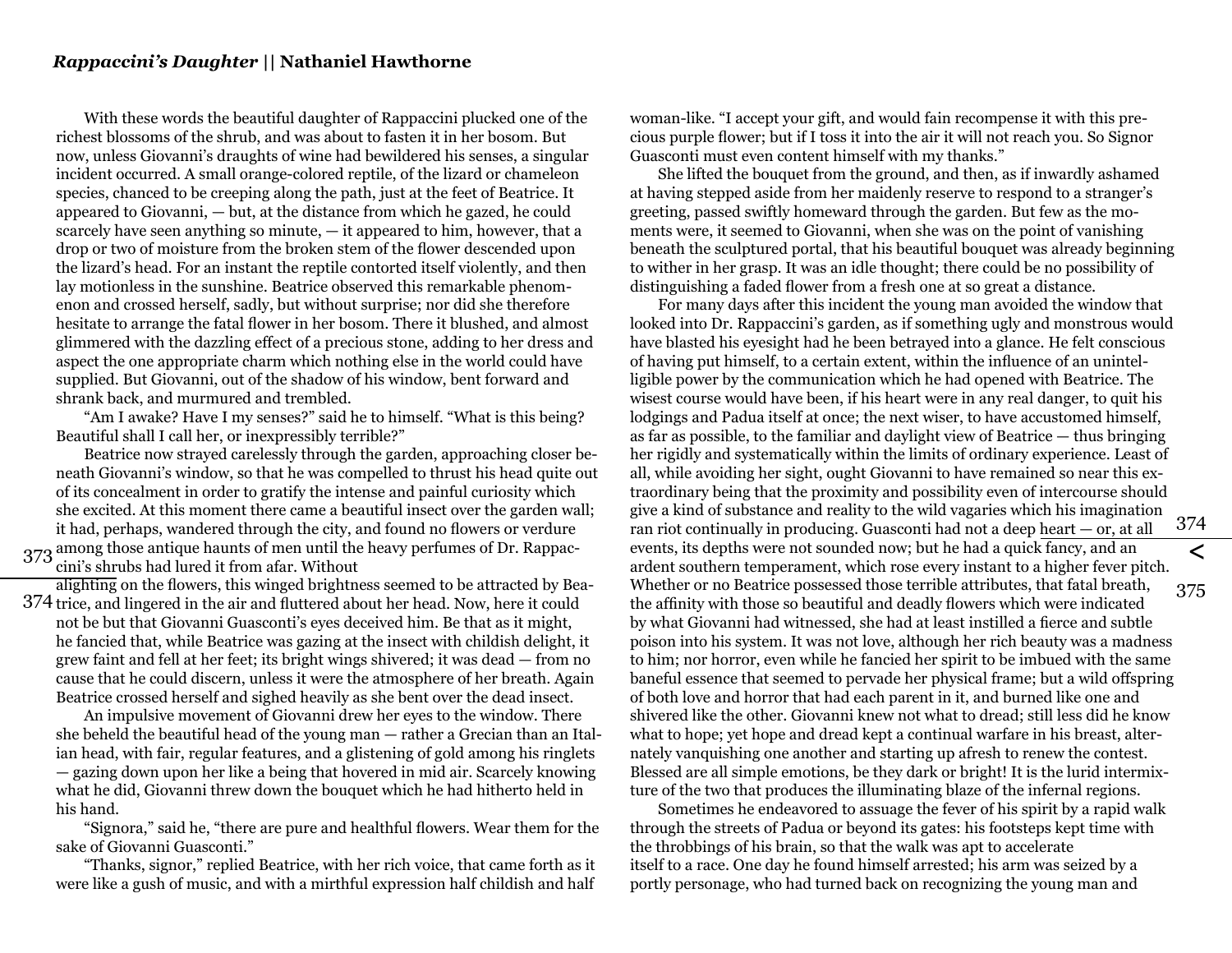With these words the beautiful daughter of Rappaccini plucked one of the richest blossoms of the shrub, and was about to fasten it in her bosom. But now, unless Giovanni's draughts of wine had bewildered his senses, a singular incident occurred. A small orange-colored reptile, of the lizard or chameleon species, chanced to be creeping along the path, just at the feet of Beatrice. It appeared to Giovanni, — but, at the distance from which he gazed, he could scarcely have seen anything so minute, — it appeared to him, however, that a drop or two of moisture from the broken stem of the flower descended upon the lizard's head. For an instant the reptile contorted itself violently, and then lay motionless in the sunshine. Beatrice observed this remarkable phenomenon and crossed herself, sadly, but without surprise; nor did she therefore hesitate to arrange the fatal flower in her bosom. There it blushed, and almost glimmered with the dazzling effect of a precious stone, adding to her dress and aspect the one appropriate charm which nothing else in the world could have supplied. But Giovanni, out of the shadow of his window, bent forward and shrank back, and murmured and trembled.

"Am I awake? Have I my senses?" said he to himself. "What is this being? Beautiful shall I call her, or inexpressibly terrible?"

Beatrice now strayed carelessly through the garden, approaching closer beneath Giovanni's window, so that he was compelled to thrust his head quite out of its concealment in order to gratify the intense and painful curiosity which she excited. At this moment there came a beautiful insect over the garden wall; it had, perhaps, wandered through the city, and found no flowers or verdure among those antique haunts of men until the heavy perfumes of Dr. Rappaccini's shrubs had lured it from afar. Without alighting on the flowers, this winged brightness seemed to be attracted by Beatrice, and lingered in the air and fluttered about her head. Now, here it could not be but that Giovanni Guasconti's eyes deceived him. Be that as it might, he fancied that, while Beatrice was gazing at the insect with childish delight, it grew faint and fell at her feet; its bright wings shivered; it was dead — from no cause that he could discern, unless it were the atmosphere of her breath. Again Beatrice crossed herself and sighed heavily as she bent over the dead insect.

An impulsive movement of Giovanni drew her eyes to the window. There she beheld the beautiful head of the young man — rather a Grecian than an Italian head, with fair, regular features, and a glistening of gold among his ringlets — gazing down upon her like a being that hovered in mid air. Scarcely knowing what he did, Giovanni threw down the bouquet which he had hitherto held in his hand.

"Signora," said he, "there are pure and healthful flowers. Wear them for the sake of Giovanni Guasconti."

"Thanks, signor," replied Beatrice, with her rich voice, that came forth as it were like a gush of music, and with a mirthful expression half childish and half woman-like. "I accept your gift, and would fain recompense it with this precious purple flower; but if I toss it into the air it will not reach you. So Signor Guasconti must even content himself with my thanks."

She lifted the bouquet from the ground, and then, as if inwardly ashamed at having stepped aside from her maidenly reserve to respond to a stranger's greeting, passed swiftly homeward through the garden. But few as the moments were, it seemed to Giovanni, when she was on the point of vanishing beneath the sculptured portal, that his beautiful bouquet was already beginning to wither in her grasp. It was an idle thought; there could be no possibility of distinguishing a faded flower from a fresh one at so great a distance.

For many days after this incident the young man avoided the window that looked into Dr. Rappaccini's garden, as if something ugly and monstrous would have blasted his eyesight had he been betrayed into a glance. He felt conscious of having put himself, to a certain extent, within the influence of an unintelligible power by the communication which he had opened with Beatrice. The wisest course would have been, if his heart were in any real danger, to quit his lodgings and Padua itself at once; the next wiser, to have accustomed himself, as far as possible, to the familiar and daylight view of Beatrice — thus bringing her rigidly and systematically within the limits of ordinary experience. Least of all, while avoiding her sight, ought Giovanni to have remained so near this extraordinary being that the proximity and possibility even of intercourse should give a kind of substance and reality to the wild vagaries which his imagination ran riot continually in producing. Guasconti had not a deep heart — or, at all events, its depths were not sounded now; but he had a quick fancy, and an ardent southern temperament, which rose every instant to a higher fever pitch. Whether or no Beatrice possessed those terrible attributes, that fatal breath, the affinity with those so beautiful and deadly flowers which were indicated by what Giovanni had witnessed, she had at least instilled a fierce and subtle poison into his system. It was not love, although her rich beauty was a madness to him; nor horror, even while he fancied her spirit to be imbued with the same baneful essence that seemed to pervade her physical frame; but a wild offspring of both love and horror that had each parent in it, and burned like one and shivered like the other. Giovanni knew not what to dread; still less did he know what to hope; yet hope and dread kept a continual warfare in his breast, alternately vanquishing one another and starting up afresh to renew the contest. Blessed are all simple emotions, be they dark or bright! It is the lurid intermixture of the two that produces the illuminating blaze of the infernal regions.

Sometimes he endeavored to assuage the fever of his spirit by a rapid walk through the streets of Padua or beyond its gates: his footsteps kept time with the throbbings of his brain, so that the walk was apt to accelerate itself to a race. One day he found himself arrested; his arm was seized by a portly personage, who had turned back on recognizing the young man and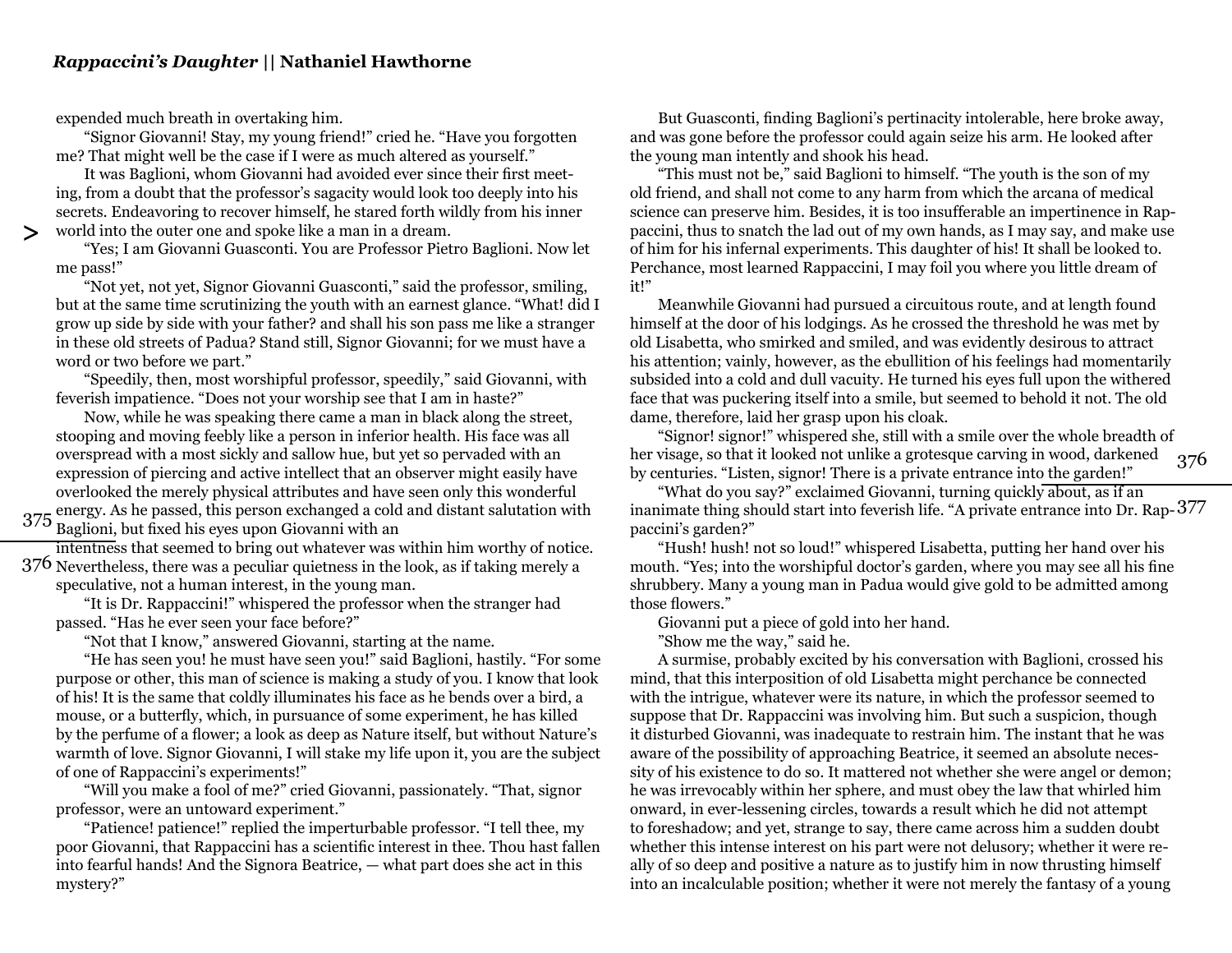expended much breath in overtaking him.

"Signor Giovanni! Stay, my young friend!" cried he. "Have you forgotten me? That might well be the case if I were as much altered as yourself."

It was Baglioni, whom Giovanni had avoided ever since their first meeting, from a doubt that the professor's sagacity would look too deeply into his secrets. Endeavoring to recover himself, he stared forth wildly from his inner world into the outer one and spoke like a man in a dream.

"Yes; I am Giovanni Guasconti. You are Professor Pietro Baglioni. Now let me pass!"

"Not yet, not yet, Signor Giovanni Guasconti," said the professor, smiling, but at the same time scrutinizing the youth with an earnest glance. "What! did I grow up side by side with your father? and shall his son pass me like a stranger in these old streets of Padua? Stand still, Signor Giovanni; for we must have a word or two before we part."

"Speedily, then, most worshipful professor, speedily," said Giovanni, with feverish impatience. "Does not your worship see that I am in haste?"

Now, while he was speaking there came a man in black along the street, stooping and moving feebly like a person in inferior health. His face was all overspread with a most sickly and sallow hue, but yet so pervaded with an expression of piercing and active intellect that an observer might easily have overlooked the merely physical attributes and have seen only this wonderful energy. As he passed, this person exchanged a cold and distant salutation with Baglioni, but fixed his eyes upon Giovanni with an intentness that seemed to bring out whatever was within him worthy of notice. Nevertheless, there was a peculiar quietness in the look, as if taking merely a speculative, not a human interest, in the young man.

"It is Dr. Rappaccini!" whispered the professor when the stranger had passed. "Has he ever seen your face before?"

"Not that I know," answered Giovanni, starting at the name.

"He has seen you! he must have seen you!" said Baglioni, hastily. "For some purpose or other, this man of science is making a study of you. I know that look of his! It is the same that coldly illuminates his face as he bends over a bird, a mouse, or a butterfly, which, in pursuance of some experiment, he has killed by the perfume of a flower; a look as deep as Nature itself, but without Nature's warmth of love. Signor Giovanni, I will stake my life upon it, you are the subject of one of Rappaccini's experiments!"

"Will you make a fool of me?" cried Giovanni, passionately. "That, signor professor, were an untoward experiment."

"Patience! patience!" replied the imperturbable professor. "I tell thee, my poor Giovanni, that Rappaccini has a scientific interest in thee. Thou hast fallen into fearful hands! And the Signora Beatrice, — what part does she act in this mystery?"

But Guasconti, finding Baglioni's pertinacity intolerable, here broke away, and was gone before the professor could again seize his arm. He looked after the young man intently and shook his head.

"This must not be," said Baglioni to himself. "The youth is the son of my old friend, and shall not come to any harm from which the arcana of medical science can preserve him. Besides, it is too insufferable an impertinence in Rappaccini, thus to snatch the lad out of my own hands, as I may say, and make use of him for his infernal experiments. This daughter of his! It shall be looked to. Perchance, most learned Rappaccini, I may foil you where you little dream of it!"

Meanwhile Giovanni had pursued a circuitous route, and at length found himself at the door of his lodgings. As he crossed the threshold he was met by old Lisabetta, who smirked and smiled, and was evidently desirous to attract his attention; vainly, however, as the ebullition of his feelings had momentarily subsided into a cold and dull vacuity. He turned his eyes full upon the withered face that was puckering itself into a smile, but seemed to behold it not. The old dame, therefore, laid her grasp upon his cloak.

"Signor! signor!" whispered she, still with a smile over the whole breadth of her visage, so that it looked not unlike a grotesque carving in wood, darkened by centuries. "Listen, signor! There is a private entrance into the garden!"

"What do you say?" exclaimed Giovanni, turning quickly about, as if an inanimate thing should start into feverish life. "A private entrance into Dr. Rappaccini's garden?"

"Hush! hush! not so loud!" whispered Lisabetta, putting her hand over his mouth. "Yes; into the worshipful doctor's garden, where you may see all his fine shrubbery. Many a young man in Padua would give gold to be admitted among those flowers."

Giovanni put a piece of gold into her hand.

"Show me the way," said he.

A surmise, probably excited by his conversation with Baglioni, crossed his mind, that this interposition of old Lisabetta might perchance be connected with the intrigue, whatever were its nature, in which the professor seemed to suppose that Dr. Rappaccini was involving him. But such a suspicion, though it disturbed Giovanni, was inadequate to restrain him. The instant that he was aware of the possibility of approaching Beatrice, it seemed an absolute necessity of his existence to do so. It mattered not whether she were angel or demon; he was irrevocably within her sphere, and must obey the law that whirled him onward, in ever-lessening circles, towards a result which he did not attempt to foreshadow; and yet, strange to say, there came across him a sudden doubt whether this intense interest on his part were not delusory; whether it were really of so deep and positive a nature as to justify him in now thrusting himself into an incalculable position; whether it were not merely the fantasy of a young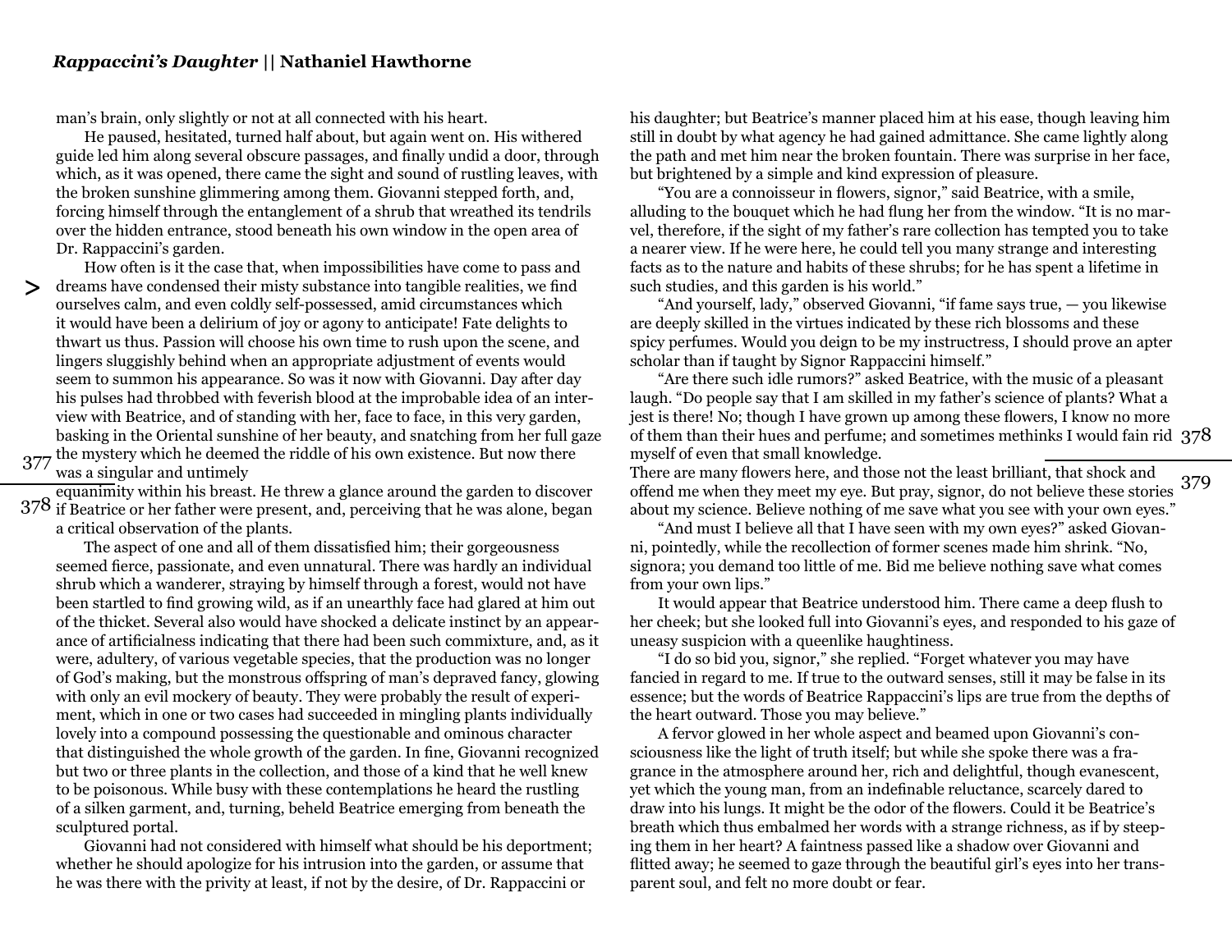man's brain, only slightly or not at all connected with his heart.

He paused, hesitated, turned half about, but again went on. His withered guide led him along several obscure passages, and finally undid a door, through which, as it was opened, there came the sight and sound of rustling leaves, with the broken sunshine glimmering among them. Giovanni stepped forth, and, forcing himself through the entanglement of a shrub that wreathed its tendrils over the hidden entrance, stood beneath his own window in the open area of Dr. Rappaccini's garden.

How often is it the case that, when impossibilities have come to pass and dreams have condensed their misty substance into tangible realities, we find ourselves calm, and even coldly self-possessed, amid circumstances which it would have been a delirium of joy or agony to anticipate! Fate delights to thwart us thus. Passion will choose his own time to rush upon the scene, and lingers sluggishly behind when an appropriate adjustment of events would seem to summon his appearance. So was it now with Giovanni. Day after day his pulses had throbbed with feverish blood at the improbable idea of an interview with Beatrice, and of standing with her, face to face, in this very garden, basking in the Oriental sunshine of her beauty, and snatching from her full gaze the mystery which he deemed the riddle of his own existence. But now there was a singular and untimely equanimity within his breast. He threw a glance around the garden to discover if Beatrice or her father were present, and, perceiving that he was alone, began a critical observation of the plants.

The aspect of one and all of them dissatisfied him; their gorgeousness seemed fierce, passionate, and even unnatural. There was hardly an individual shrub which a wanderer, straying by himself through a forest, would not have been startled to find growing wild, as if an unearthly face had glared at him out of the thicket. Several also would have shocked a delicate instinct by an appearance of artificialness indicating that there had been such commixture, and, as it were, adultery, of various vegetable species, that the production was no longer of God's making, but the monstrous offspring of man's depraved fancy, glowing with only an evil mockery of beauty. They were probably the result of experiment, which in one or two cases had succeeded in mingling plants individually lovely into a compound possessing the questionable and ominous character that distinguished the whole growth of the garden. In fine, Giovanni recognized but two or three plants in the collection, and those of a kind that he well knew to be poisonous. While busy with these contemplations he heard the rustling of a silken garment, and, turning, beheld Beatrice emerging from beneath the sculptured portal.

Giovanni had not considered with himself what should be his deportment; whether he should apologize for his intrusion into the garden, or assume that he was there with the privity at least, if not by the desire, of Dr. Rappaccini or his daughter; but Beatrice's manner placed him at his ease, though leaving him still in doubt by what agency he had gained admittance. She came lightly along the path and met him near the broken fountain. There was surprise in her face, but brightened by a simple and kind expression of pleasure.

"You are a connoisseur in flowers, signor," said Beatrice, with a smile, alluding to the bouquet which he had flung her from the window. "It is no marvel, therefore, if the sight of my father's rare collection has tempted you to take a nearer view. If he were here, he could tell you many strange and interesting facts as to the nature and habits of these shrubs; for he has spent a lifetime in such studies, and this garden is his world."

"And yourself, lady," observed Giovanni, "if fame says true, — you likewise are deeply skilled in the virtues indicated by these rich blossoms and these spicy perfumes. Would you deign to be my instructress, I should prove an apter scholar than if taught by Signor Rappaccini himself."

"Are there such idle rumors?" asked Beatrice, with the music of a pleasant laugh. "Do people say that I am skilled in my father's science of plants? What a jest is there! No; though I have grown up among these flowers, I know no more of them than their hues and perfume; and sometimes methinks I would fain rid myself of even that small knowledge. There are many flowers here, and those not the least brilliant, that shock and offend me when they meet my eye. But pray, signor, do not believe these stories about my science. Believe nothing of me save what you see with your own eyes."

"And must I believe all that I have seen with my own eyes?" asked Giovanni, pointedly, while the recollection of former scenes made him shrink. "No, signora; you demand too little of me. Bid me believe nothing save what comes from your own lips."

It would appear that Beatrice understood him. There came a deep flush to her cheek; but she looked full into Giovanni's eyes, and responded to his gaze of uneasy suspicion with a queenlike haughtiness.

"I do so bid you, signor," she replied. "Forget whatever you may have fancied in regard to me. If true to the outward senses, still it may be false in its essence; but the words of Beatrice Rappaccini's lips are true from the depths of the heart outward. Those you may believe."

A fervor glowed in her whole aspect and beamed upon Giovanni's consciousness like the light of truth itself; but while she spoke there was a fragrance in the atmosphere around her, rich and delightful, though evanescent, yet which the young man, from an indefinable reluctance, scarcely dared to draw into his lungs. It might be the odor of the flowers. Could it be Beatrice's breath which thus embalmed her words with a strange richness, as if by steeping them in her heart? A faintness passed like a shadow over Giovanni and flitted away; he seemed to gaze through the beautiful girl's eyes into her transparent soul, and felt no more doubt or fear.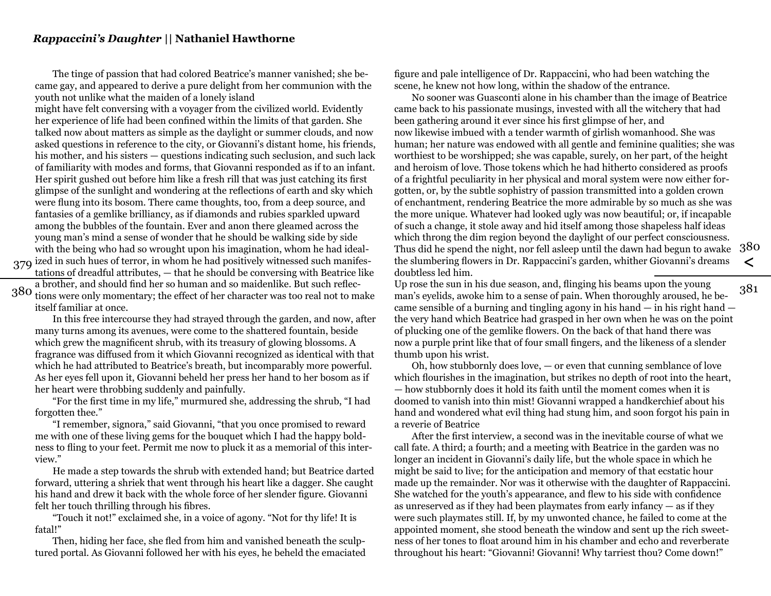The tinge of passion that had colored Beatrice's manner vanished; she became gay, and appeared to derive a pure delight from her communion with the youth not unlike what the maiden of a lonely island might have felt conversing with a voyager from the civilized world. Evidently her experience of life had been confined within the limits of that garden. She talked now about matters as simple as the daylight or summer clouds, and now asked questions in reference to the city, or Giovanni's distant home, his friends, his mother, and his sisters — questions indicating such seclusion, and such lack of familiarity with modes and forms, that Giovanni responded as if to an infant. Her spirit gushed out before him like a fresh rill that was just catching its first glimpse of the sunlight and wondering at the reflections of earth and sky which were flung into its bosom. There came thoughts, too, from a deep source, and fantasies of a gemlike brilliancy, as if diamonds and rubies sparkled upward among the bubbles of the fountain. Ever and anon there gleamed across the young man's mind a sense of wonder that he should be walking side by side with the being who had so wrought upon his imagination, whom he had idealized in such hues of terror, in whom he had positively witnessed such manifestations of dreadful attributes, — that he should be conversing with Beatrice like a brother, and should find her so human and so maidenlike. But such reflections were only momentary; the effect of her character was too real not to make itself familiar at once.

In this free intercourse they had strayed through the garden, and now, after many turns among its avenues, were come to the shattered fountain, beside which grew the magnificent shrub, with its treasury of glowing blossoms. A fragrance was diffused from it which Giovanni recognized as identical with that which he had attributed to Beatrice's breath, but incomparably more powerful. As her eyes fell upon it, Giovanni beheld her press her hand to her bosom as if her heart were throbbing suddenly and painfully.

"For the first time in my life," murmured she, addressing the shrub, "I had forgotten thee."

"I remember, signora," said Giovanni, "that you once promised to reward me with one of these living gems for the bouquet which I had the happy boldness to fling to your feet. Permit me now to pluck it as a memorial of this interview."

He made a step towards the shrub with extended hand; but Beatrice darted forward, uttering a shriek that went through his heart like a dagger. She caught his hand and drew it back with the whole force of her slender figure. Giovanni felt her touch thrilling through his fibres.

"Touch it not!" exclaimed she, in a voice of agony. "Not for thy life! It is fatal!"

Then, hiding her face, she fled from him and vanished beneath the sculptured portal. As Giovanni followed her with his eyes, he beheld the emaciated figure and pale intelligence of Dr. Rappaccini, who had been watching the scene, he knew not how long, within the shadow of the entrance.

No sooner was Guasconti alone in his chamber than the image of Beatrice came back to his passionate musings, invested with all the witchery that had been gathering around it ever since his first glimpse of her, and now likewise imbued with a tender warmth of girlish womanhood. She was human; her nature was endowed with all gentle and feminine qualities; she was worthiest to be worshipped; she was capable, surely, on her part, of the height and heroism of love. Those tokens which he had hitherto considered as proofs of a frightful peculiarity in her physical and moral system were now either forgotten, or, by the subtle sophistry of passion transmitted into a golden crown of enchantment, rendering Beatrice the more admirable by so much as she was the more unique. Whatever had looked ugly was now beautiful; or, if incapable of such a change, it stole away and hid itself among those shapeless half ideas which throng the dim region beyond the daylight of our perfect consciousness. Thus did he spend the night, nor fell asleep until the dawn had begun to awake the slumbering flowers in Dr. Rappaccini's garden, whither Giovanni's dreams doubtless led him.

Up rose the sun in his due season, and, flinging his beams upon the young man's eyelids, awoke him to a sense of pain. When thoroughly aroused, he became sensible of a burning and tingling agony in his hand — in his right hand — the very hand which Beatrice had grasped in her own when he was on the point of plucking one of the gemlike flowers. On the back of that hand there was now a purple print like that of four small fingers, and the likeness of a slender thumb upon his wrist.

Oh, how stubbornly does love, — or even that cunning semblance of love which flourishes in the imagination, but strikes no depth of root into the heart, — how stubbornly does it hold its faith until the moment comes when it is doomed to vanish into thin mist! Giovanni wrapped a handkerchief about his hand and wondered what evil thing had stung him, and soon forgot his pain in a reverie of Beatrice

After the first interview, a second was in the inevitable course of what we call fate. A third; a fourth; and a meeting with Beatrice in the garden was no longer an incident in Giovanni's daily life, but the whole space in which he might be said to live; for the anticipation and memory of that ecstatic hour made up the remainder. Nor was it otherwise with the daughter of Rappaccini. She watched for the youth's appearance, and flew to his side with confidence as unreserved as if they had been playmates from early infancy — as if they were such playmates still. If, by my unwonted chance, he failed to come at the appointed moment, she stood beneath the window and sent up the rich sweetness of her tones to float around him in his chamber and echo and reverberate throughout his heart: "Giovanni! Giovanni! Why tarriest thou? Come down!"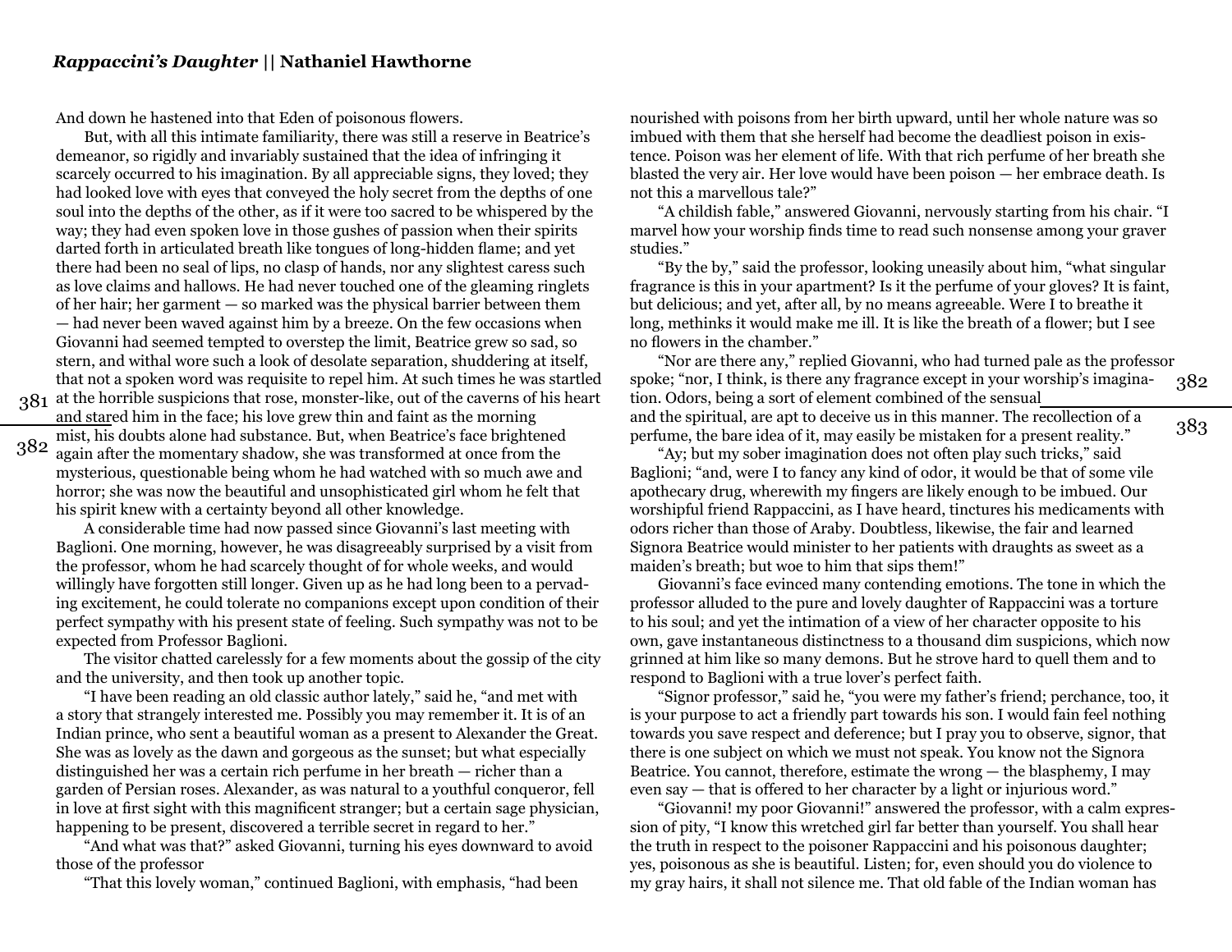And down he hastened into that Eden of poisonous flowers.

But, with all this intimate familiarity, there was still a reserve in Beatrice's demeanor, so rigidly and invariably sustained that the idea of infringing it scarcely occurred to his imagination. By all appreciable signs, they loved; they had looked love with eyes that conveyed the holy secret from the depths of one soul into the depths of the other, as if it were too sacred to be whispered by the way; they had even spoken love in those gushes of passion when their spirits darted forth in articulated breath like tongues of long-hidden flame; and yet there had been no seal of lips, no clasp of hands, nor any slightest caress such as love claims and hallows. He had never touched one of the gleaming ringlets of her hair; her garment — so marked was the physical barrier between them — had never been waved against him by a breeze. On the few occasions when Giovanni had seemed tempted to overstep the limit, Beatrice grew so sad, so stern, and withal wore such a look of desolate separation, shuddering at itself, that not a spoken word was requisite to repel him. At such times he was startled at the horrible suspicions that rose, monster-like, out of the caverns of his heart and stared him in the face; his love grew thin and faint as the morning mist, his doubts alone had substance. But, when Beatrice's face brightened again after the momentary shadow, she was transformed at once from the mysterious, questionable being whom he had watched with so much awe and horror; she was now the beautiful and unsophisticated girl whom he felt that his spirit knew with a certainty beyond all other knowledge.

A considerable time had now passed since Giovanni's last meeting with Baglioni. One morning, however, he was disagreeably surprised by a visit from the professor, whom he had scarcely thought of for whole weeks, and would willingly have forgotten still longer. Given up as he had long been to a pervading excitement, he could tolerate no companions except upon condition of their perfect sympathy with his present state of feeling. Such sympathy was not to be expected from Professor Baglioni.

The visitor chatted carelessly for a few moments about the gossip of the city and the university, and then took up another topic.

"I have been reading an old classic author lately," said he, "and met with a story that strangely interested me. Possibly you may remember it. It is of an Indian prince, who sent a beautiful woman as a present to Alexander the Great. She was as lovely as the dawn and gorgeous as the sunset; but what especially distinguished her was a certain rich perfume in her breath — richer than a garden of Persian roses. Alexander, as was natural to a youthful conqueror, fell in love at first sight with this magnificent stranger; but a certain sage physician, happening to be present, discovered a terrible secret in regard to her."

"And what was that?" asked Giovanni, turning his eyes downward to avoid those of the professor

"That this lovely woman," continued Baglioni, with emphasis, "had been nourished with poisons from her birth upward, until her whole nature was so imbued with them that she herself had become the deadliest poison in existence. Poison was her element of life. With that rich perfume of her breath she blasted the very air. Her love would have been poison — her embrace death. Is not this a marvellous tale?"

"A childish fable," answered Giovanni, nervously starting from his chair. "I marvel how your worship finds time to read such nonsense among your graver studies."

"By the by," said the professor, looking uneasily about him, "what singular fragrance is this in your apartment? Is it the perfume of your gloves? It is faint, but delicious; and yet, after all, by no means agreeable. Were I to breathe it long, methinks it would make me ill. It is like the breath of a flower; but I see no flowers in the chamber."

"Nor are there any," replied Giovanni, who had turned pale as the professor spoke; "nor, I think, is there any fragrance except in your worship's imagination. Odors, being a sort of element combined of the sensual and the spiritual, are apt to deceive us in this manner. The recollection of a perfume, the bare idea of it, may easily be mistaken for a present reality."

"Ay; but my sober imagination does not often play such tricks," said Baglioni; "and, were I to fancy any kind of odor, it would be that of some vile apothecary drug, wherewith my fingers are likely enough to be imbued. Our worshipful friend Rappaccini, as I have heard, tinctures his medicaments with odors richer than those of Araby. Doubtless, likewise, the fair and learned Signora Beatrice would minister to her patients with draughts as sweet as a maiden's breath; but woe to him that sips them!"

Giovanni's face evinced many contending emotions. The tone in which the professor alluded to the pure and lovely daughter of Rappaccini was a torture to his soul; and yet the intimation of a view of her character opposite to his own, gave instantaneous distinctness to a thousand dim suspicions, which now grinned at him like so many demons. But he strove hard to quell them and to respond to Baglioni with a true lover's perfect faith.

"Signor professor," said he, "you were my father's friend; perchance, too, it is your purpose to act a friendly part towards his son. I would fain feel nothing towards you save respect and deference; but I pray you to observe, signor, that there is one subject on which we must not speak. You know not the Signora Beatrice. You cannot, therefore, estimate the wrong — the blasphemy, I may even say — that is offered to her character by a light or injurious word."

"Giovanni! my poor Giovanni!" answered the professor, with a calm expression of pity, "I know this wretched girl far better than yourself. You shall hear the truth in respect to the poisoner Rappaccini and his poisonous daughter; yes, poisonous as she is beautiful. Listen; for, even should you do violence to my gray hairs, it shall not silence me. That old fable of the Indian woman has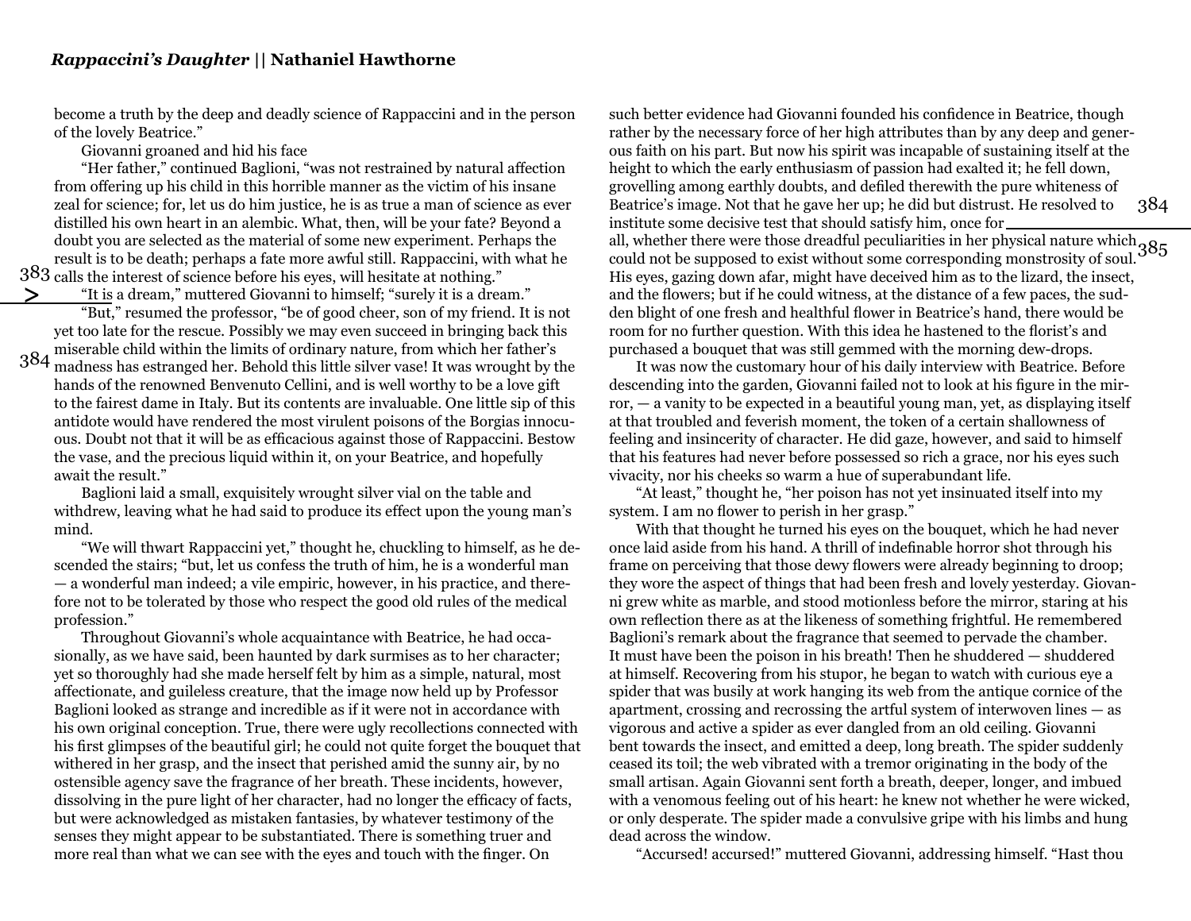become a truth by the deep and deadly science of Rappaccini and in the person of the lovely Beatrice."

Giovanni groaned and hid his face

"Her father," continued Baglioni, "was not restrained by natural affection from offering up his child in this horrible manner as the victim of his insane zeal for science; for, let us do him justice, he is as true a man of science as ever distilled his own heart in an alembic. What, then, will be your fate? Beyond a doubt you are selected as the material of some new experiment. Perhaps the result is to be death; perhaps a fate more awful still. Rappaccini, with what he calls the interest of science before his eyes, will hesitate at nothing."

"It is a dream," muttered Giovanni to himself; "surely it is a dream."

"But," resumed the professor, "be of good cheer, son of my friend. It is not yet too late for the rescue. Possibly we may even succeed in bringing back this miserable child within the limits of ordinary nature, from which her father's madness has estranged her. Behold this little silver vase! It was wrought by the hands of the renowned Benvenuto Cellini, and is well worthy to be a love gift to the fairest dame in Italy. But its contents are invaluable. One little sip of this antidote would have rendered the most virulent poisons of the Borgias innocuous. Doubt not that it will be as efficacious against those of Rappaccini. Bestow the vase, and the precious liquid within it, on your Beatrice, and hopefully await the result."

Baglioni laid a small, exquisitely wrought silver vial on the table and withdrew, leaving what he had said to produce its effect upon the young man's mind.

"We will thwart Rappaccini yet," thought he, chuckling to himself, as he descended the stairs; "but, let us confess the truth of him, he is a wonderful man — a wonderful man indeed; a vile empiric, however, in his practice, and therefore not to be tolerated by those who respect the good old rules of the medical profession."

Throughout Giovanni's whole acquaintance with Beatrice, he had occasionally, as we have said, been haunted by dark surmises as to her character; yet so thoroughly had she made herself felt by him as a simple, natural, most affectionate, and guileless creature, that the image now held up by Professor Baglioni looked as strange and incredible as if it were not in accordance with his own original conception. True, there were ugly recollections connected with his first glimpses of the beautiful girl; he could not quite forget the bouquet that withered in her grasp, and the insect that perished amid the sunny air, by no ostensible agency save the fragrance of her breath. These incidents, however, dissolving in the pure light of her character, had no longer the efficacy of facts, but were acknowledged as mistaken fantasies, by whatever testimony of the senses they might appear to be substantiated. There is something truer and more real than what we can see with the eyes and touch with the finger. On such better evidence had Giovanni founded his confidence in Beatrice, though rather by the necessary force of her high attributes than by any deep and generous faith on his part. But now his spirit was incapable of sustaining itself at the height to which the early enthusiasm of passion had exalted it; he fell down, grovelling among earthly doubts, and defiled therewith the pure whiteness of Beatrice's image. Not that he gave her up; he did but distrust. He resolved to institute some decisive test that should satisfy him, once for all, whether there were those dreadful peculiarities in her physical nature which could not be supposed to exist without some corresponding monstrosity of soul. His eyes, gazing down afar, might have deceived him as to the lizard, the insect, and the flowers; but if he could witness, at the distance of a few paces, the sudden blight of one fresh and healthful flower in Beatrice's hand, there would be room for no further question. With this idea he hastened to the florist's and purchased a bouquet that was still gemmed with the morning dew-drops.

It was now the customary hour of his daily interview with Beatrice. Before descending into the garden, Giovanni failed not to look at his figure in the mirror, — a vanity to be expected in a beautiful young man, yet, as displaying itself at that troubled and feverish moment, the token of a certain shallowness of feeling and insincerity of character. He did gaze, however, and said to himself that his features had never before possessed so rich a grace, nor his eyes such vivacity, nor his cheeks so warm a hue of superabundant life.

"At least," thought he, "her poison has not yet insinuated itself into my system. I am no flower to perish in her grasp."

With that thought he turned his eyes on the bouquet, which he had never once laid aside from his hand. A thrill of indefinable horror shot through his frame on perceiving that those dewy flowers were already beginning to droop; they wore the aspect of things that had been fresh and lovely yesterday. Giovanni grew white as marble, and stood motionless before the mirror, staring at his own reflection there as at the likeness of something frightful. He remembered Baglioni's remark about the fragrance that seemed to pervade the chamber. It must have been the poison in his breath! Then he shuddered — shuddered at himself. Recovering from his stupor, he began to watch with curious eye a spider that was busily at work hanging its web from the antique cornice of the apartment, crossing and recrossing the artful system of interwoven lines — as vigorous and active a spider as ever dangled from an old ceiling. Giovanni bent towards the insect, and emitted a deep, long breath. The spider suddenly ceased its toil; the web vibrated with a tremor originating in the body of the small artisan. Again Giovanni sent forth a breath, deeper, longer, and imbued with a venomous feeling out of his heart: he knew not whether he were wicked, or only desperate. The spider made a convulsive gripe with his limbs and hung dead across the window.

"Accursed! accursed!" muttered Giovanni, addressing himself. "Hast thou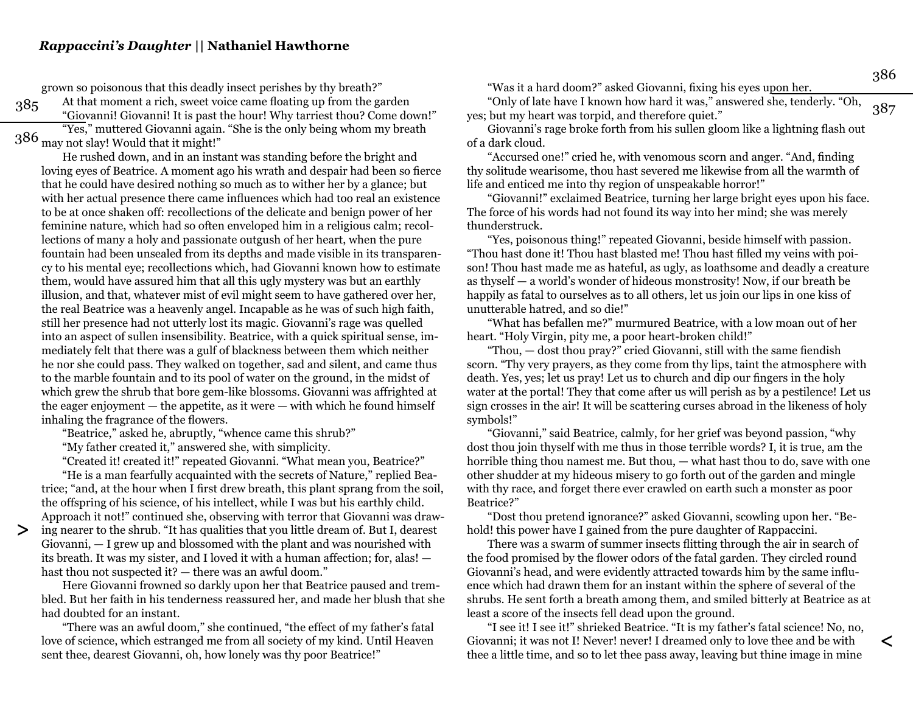grown so poisonous that this deadly insect perishes by thy breath?"

At that moment a rich, sweet voice came floating up from the garden "Giovanni! Giovanni! It is past the hour! Why tarriest thou? Come down!"

"Yes," muttered Giovanni again. "She is the only being whom my breath may not slay! Would that it might!"

He rushed down, and in an instant was standing before the bright and loving eyes of Beatrice. A moment ago his wrath and despair had been so fierce that he could have desired nothing so much as to wither her by a glance; but with her actual presence there came influences which had too real an existence to be at once shaken off: recollections of the delicate and benign power of her feminine nature, which had so often enveloped him in a religious calm; recollections of many a holy and passionate outgush of her heart, when the pure fountain had been unsealed from its depths and made visible in its transparency to his mental eye; recollections which, had Giovanni known how to estimate them, would have assured him that all this ugly mystery was but an earthly illusion, and that, whatever mist of evil might seem to have gathered over her, the real Beatrice was a heavenly angel. Incapable as he was of such high faith, still her presence had not utterly lost its magic. Giovanni's rage was quelled into an aspect of sullen insensibility. Beatrice, with a quick spiritual sense, immediately felt that there was a gulf of blackness between them which neither he nor she could pass. They walked on together, sad and silent, and came thus to the marble fountain and to its pool of water on the ground, in the midst of which grew the shrub that bore gem-like blossoms. Giovanni was affrighted at the eager enjoyment — the appetite, as it were — with which he found himself inhaling the fragrance of the flowers.

"Beatrice," asked he, abruptly, "whence came this shrub?"

"My father created it," answered she, with simplicity.

"Created it! created it!" repeated Giovanni. "What mean you, Beatrice?"

"He is a man fearfully acquainted with the secrets of Nature," replied Beatrice; "and, at the hour when I first drew breath, this plant sprang from the soil, the offspring of his science, of his intellect, while I was but his earthly child. Approach it not!" continued she, observing with terror that Giovanni was drawing nearer to the shrub. "It has qualities that you little dream of. But I, dearest Giovanni, — I grew up and blossomed with the plant and was nourished with its breath. It was my sister, and I loved it with a human affection; for, alas! — hast thou not suspected it? — there was an awful doom."

Here Giovanni frowned so darkly upon her that Beatrice paused and trembled. But her faith in his tenderness reassured her, and made her blush that she had doubted for an instant.

"There was an awful doom," she continued, "the effect of my father's fatal love of science, which estranged me from all society of my kind. Until Heaven sent thee, dearest Giovanni, oh, how lonely was thy poor Beatrice!"

"Was it a hard doom?" asked Giovanni, fixing his eyes upon her.

"Only of late have I known how hard it was," answered she, tenderly. "Oh, yes; but my heart was torpid, and therefore quiet."

Giovanni's rage broke forth from his sullen gloom like a lightning flash out of a dark cloud.

"Accursed one!" cried he, with venomous scorn and anger. "And, finding thy solitude wearisome, thou hast severed me likewise from all the warmth of life and enticed me into thy region of unspeakable horror!"

"Giovanni!" exclaimed Beatrice, turning her large bright eyes upon his face. The force of his words had not found its way into her mind; she was merely thunderstruck.

"Yes, poisonous thing!" repeated Giovanni, beside himself with passion. "Thou hast done it! Thou hast blasted me! Thou hast filled my veins with poison! Thou hast made me as hateful, as ugly, as loathsome and deadly a creature as thyself — a world's wonder of hideous monstrosity! Now, if our breath be happily as fatal to ourselves as to all others, let us join our lips in one kiss of unutterable hatred, and so die!"

"What has befallen me?" murmured Beatrice, with a low moan out of her heart. "Holy Virgin, pity me, a poor heart-broken child!"

"Thou, — dost thou pray?" cried Giovanni, still with the same fiendish scorn. "Thy very prayers, as they come from thy lips, taint the atmosphere with death. Yes, yes; let us pray! Let us to church and dip our fingers in the holy water at the portal! They that come after us will perish as by a pestilence! Let us sign crosses in the air! It will be scattering curses abroad in the likeness of holy symbols!"

"Giovanni," said Beatrice, calmly, for her grief was beyond passion, "why dost thou join thyself with me thus in those terrible words? I, it is true, am the horrible thing thou namest me. But thou, — what hast thou to do, save with one other shudder at my hideous misery to go forth out of the garden and mingle with thy race, and forget there ever crawled on earth such a monster as poor Beatrice?"

"Dost thou pretend ignorance?" asked Giovanni, scowling upon her. "Behold! this power have I gained from the pure daughter of Rappaccini.

There was a swarm of summer insects flitting through the air in search of the food promised by the flower odors of the fatal garden. They circled round Giovanni's head, and were evidently attracted towards him by the same influence which had drawn them for an instant within the sphere of several of the shrubs. He sent forth a breath among them, and smiled bitterly at Beatrice as at least a score of the insects fell dead upon the ground.

"I see it! I see it!" shrieked Beatrice. "It is my father's fatal science! No, no, Giovanni; it was not I! Never! never! I dreamed only to love thee and be with thee a little time, and so to let thee pass away, leaving but thine image in mine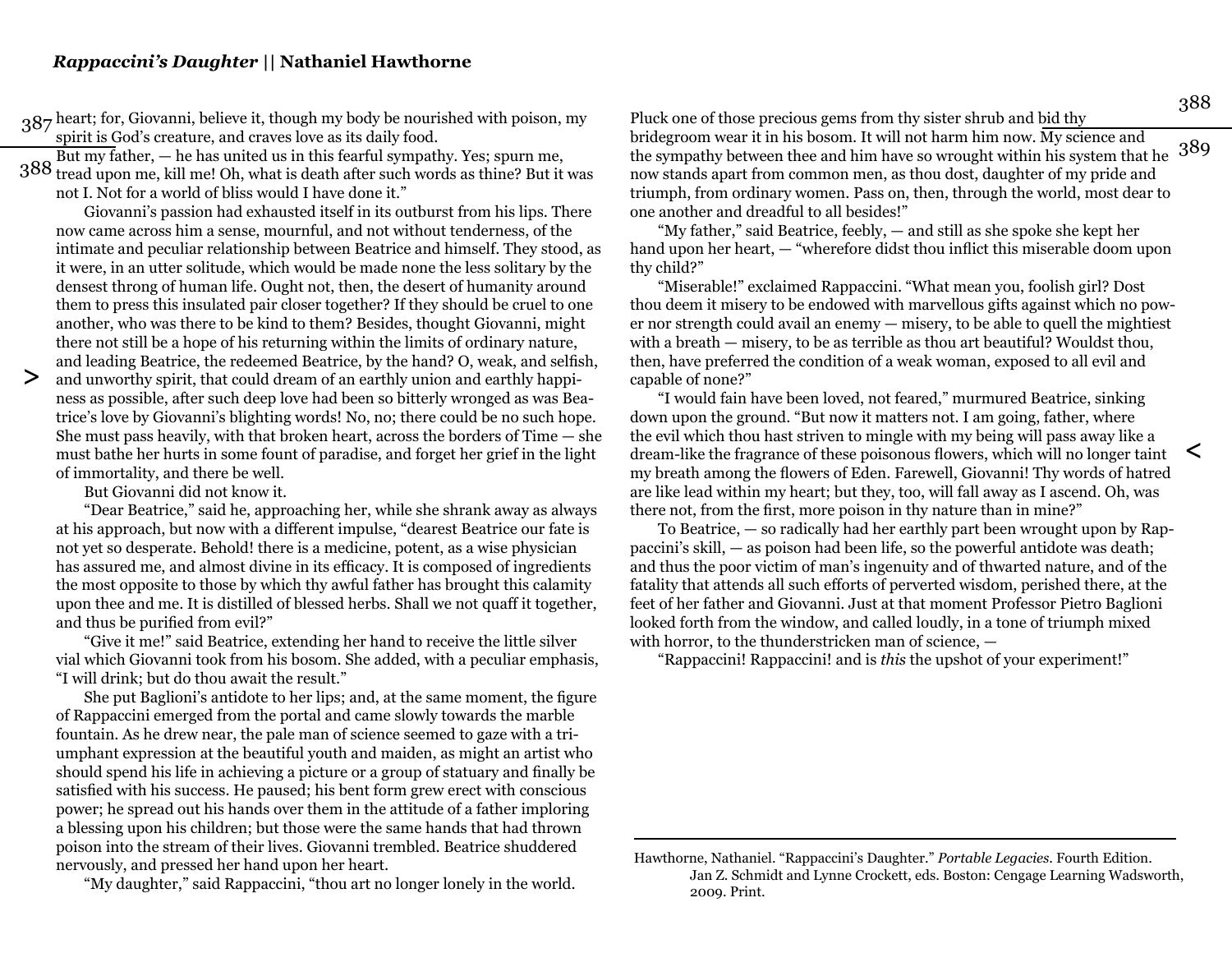heart; for, Giovanni, believe it, though my body be nourished with poison, my spirit is God's creature, and craves love as its daily food. But my father, — he has united us in this fearful sympathy. Yes; spurn me, tread upon me, kill me! Oh, what is death after such words as thine? But it was not I. Not for a world of bliss would I have done it."

Giovanni's passion had exhausted itself in its outburst from his lips. There now came across him a sense, mournful, and not without tenderness, of the intimate and peculiar relationship between Beatrice and himself. They stood, as it were, in an utter solitude, which would be made none the less solitary by the densest throng of human life. Ought not, then, the desert of humanity around them to press this insulated pair closer together? If they should be cruel to one another, who was there to be kind to them? Besides, thought Giovanni, might there not still be a hope of his returning within the limits of ordinary nature, and leading Beatrice, the redeemed Beatrice, by the hand? O, weak, and selfish, and unworthy spirit, that could dream of an earthly union and earthly happiness as possible, after such deep love had been so bitterly wronged as was Beatrice's love by Giovanni's blighting words! No, no; there could be no such hope. She must pass heavily, with that broken heart, across the borders of Time — she must bathe her hurts in some fount of paradise, and forget her grief in the light of immortality, and there be well.

But Giovanni did not know it.

"Dear Beatrice," said he, approaching her, while she shrank away as always at his approach, but now with a different impulse, "dearest Beatrice our fate is not yet so desperate. Behold! there is a medicine, potent, as a wise physician has assured me, and almost divine in its efficacy. It is composed of ingredients the most opposite to those by which thy awful father has brought this calamity upon thee and me. It is distilled of blessed herbs. Shall we not quaff it together, and thus be purified from evil?"

"Give it me!" said Beatrice, extending her hand to receive the little silver vial which Giovanni took from his bosom. She added, with a peculiar emphasis, "I will drink; but do thou await the result."

She put Baglioni's antidote to her lips; and, at the same moment, the figure of Rappaccini emerged from the portal and came slowly towards the marble fountain. As he drew near, the pale man of science seemed to gaze with a triumphant expression at the beautiful youth and maiden, as might an artist who should spend his life in achieving a picture or a group of statuary and finally be satisfied with his success. He paused; his bent form grew erect with conscious power; he spread out his hands over them in the attitude of a father imploring a blessing upon his children; but those were the same hands that had thrown poison into the stream of their lives. Giovanni trembled. Beatrice shuddered nervously, and pressed her hand upon her heart.

"My daughter," said Rappaccini, "thou art no longer lonely in the world. Pluck one of those precious gems from thy sister shrub and bid thy bridegroom wear it in his bosom. It will not harm him now. My science and the sympathy between thee and him have so wrought within his system that he now stands apart from common men, as thou dost, daughter of my pride and triumph, from ordinary women. Pass on, then, through the world, most dear to one another and dreadful to all besides!"

"My father," said Beatrice, feebly, — and still as she spoke she kept her hand upon her heart, — "wherefore didst thou inflict this miserable doom upon thy child?"

"Miserable!" exclaimed Rappaccini. "What mean you, foolish girl? Dost thou deem it misery to be endowed with marvellous gifts against which no power nor strength could avail an enemy — misery, to be able to quell the mightiest with a breath — misery, to be as terrible as thou art beautiful? Wouldst thou, then, have preferred the condition of a weak woman, exposed to all evil and capable of none?"

"I would fain have been loved, not feared," murmured Beatrice, sinking down upon the ground. "But now it matters not. I am going, father, where the evil which thou hast striven to mingle with my being will pass away like a dream-like the fragrance of these poisonous flowers, which will no longer taint my breath among the flowers of Eden. Farewell, Giovanni! Thy words of hatred are like lead within my heart; but they, too, will fall away as I ascend. Oh, was there not, from the first, more poison in thy nature than in mine?"

To Beatrice, — so radically had her earthly part been wrought upon by Rappaccini's skill, — as poison had been life, so the powerful antidote was death; and thus the poor victim of man's ingenuity and of thwarted nature, and of the fatality that attends all such efforts of perverted wisdom, perished there, at the feet of her father and Giovanni. Just at that moment Professor Pietro Baglioni looked forth from the window, and called loudly, in a tone of triumph mixed with horror, to the thunderstricken man of science, —

"Rappaccini! Rappaccini! and is *this* the upshot of your experiment!"

---

Hawthorne, Nathaniel. "Rappaccini's Daughter." *Portable Legacies*. Fourth Edition. Jan Z. Schmidt and Lynne Crockett, eds. Boston: Cengage Learning Wadsworth, 2009. Print.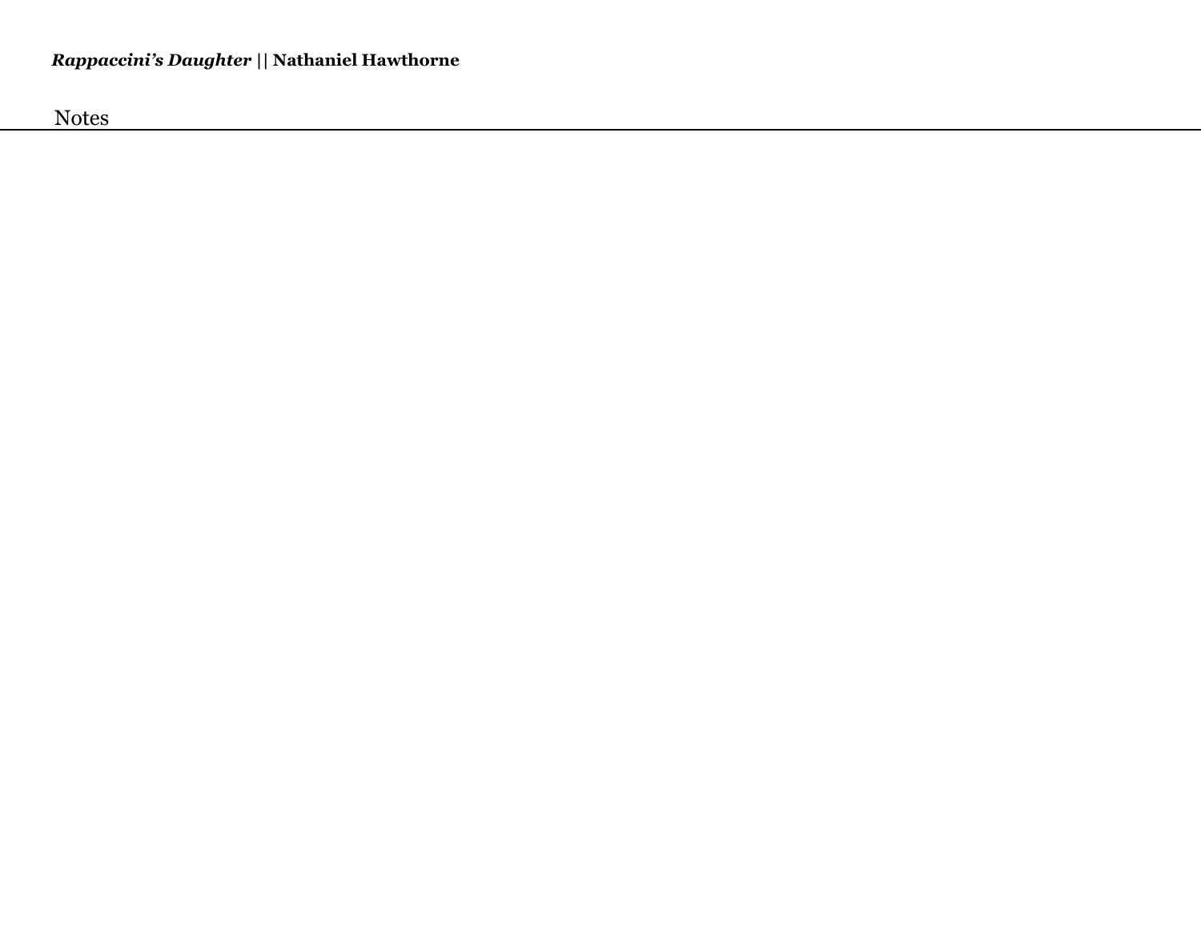Notes